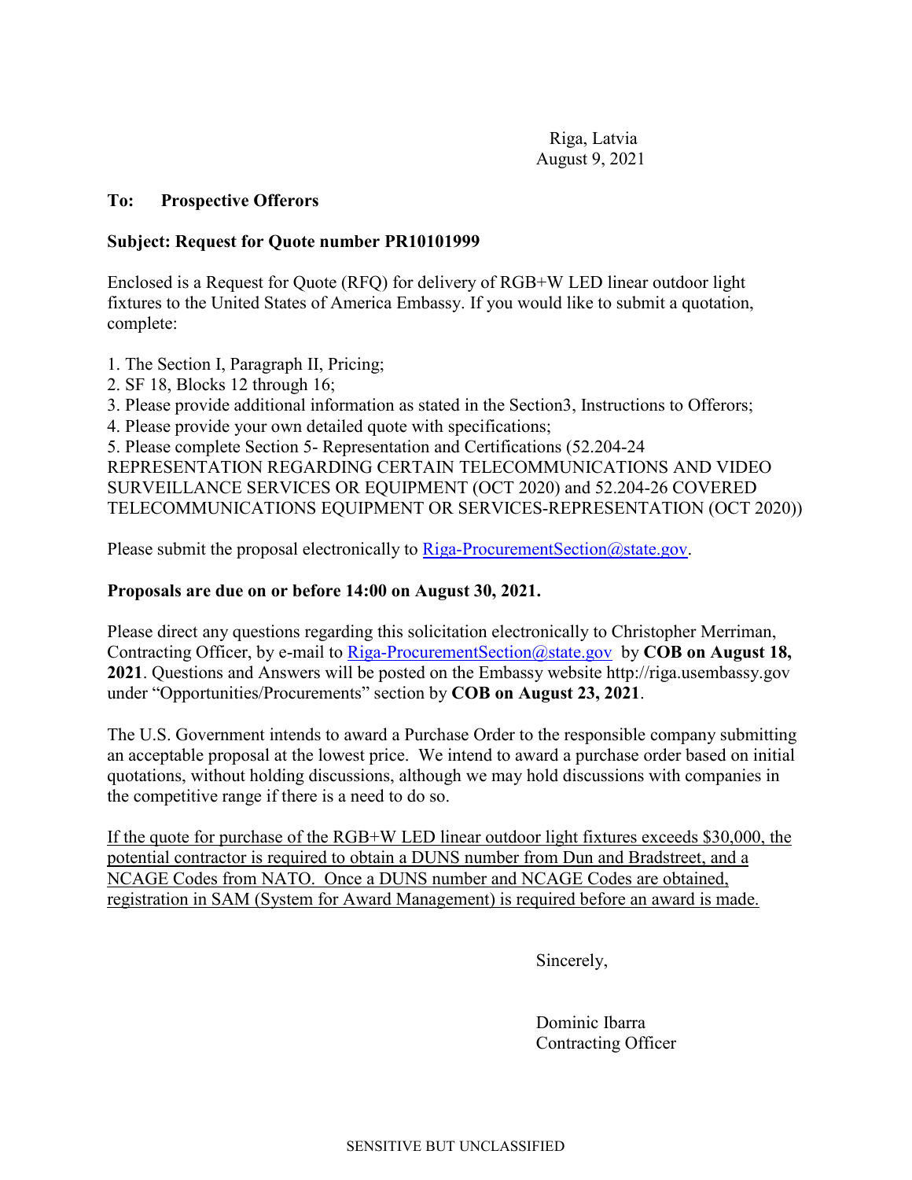Riga, Latvia
August 9, 2021

**To: Prospective Offerors**

**Subject: Request for Quote number PR10101999**

Enclosed is a Request for Quote (RFQ) for delivery of RGB+W LED linear outdoor light fixtures to the United States of America Embassy. If you would like to submit a quotation, complete:

1. The Section I, Paragraph II, Pricing;
2. SF 18, Blocks 12 through 16;
3. Please provide additional information as stated in the Section3, Instructions to Offerors;
4. Please provide your own detailed quote with specifications;
5. Please complete Section 5- Representation and Certifications (52.204-24 REPRESENTATION REGARDING CERTAIN TELECOMMUNICATIONS AND VIDEO SURVEILLANCE SERVICES OR EQUIPMENT (OCT 2020) and 52.204-26 COVERED TELECOMMUNICATIONS EQUIPMENT OR SERVICES-REPRESENTATION (OCT 2020))

Please submit the proposal electronically to Riga-ProcurementSection@state.gov.

**Proposals are due on or before 14:00 on August 30, 2021.**

Please direct any questions regarding this solicitation electronically to Christopher Merriman, Contracting Officer, by e-mail to Riga-ProcurementSection@state.gov by **COB on August 18, 2021**. Questions and Answers will be posted on the Embassy website http://riga.usembassy.gov under "Opportunities/Procurements" section by **COB on August 23, 2021**.

The U.S. Government intends to award a Purchase Order to the responsible company submitting an acceptable proposal at the lowest price. We intend to award a purchase order based on initial quotations, without holding discussions, although we may hold discussions with companies in the competitive range if there is a need to do so.

If the quote for purchase of the RGB+W LED linear outdoor light fixtures exceeds $30,000, the potential contractor is required to obtain a DUNS number from Dun and Bradstreet, and a NCAGE Codes from NATO. Once a DUNS number and NCAGE Codes are obtained, registration in SAM (System for Award Management) is required before an award is made.

Sincerely,

Dominic Ibarra
Contracting Officer

SENSITIVE BUT UNCLASSIFIED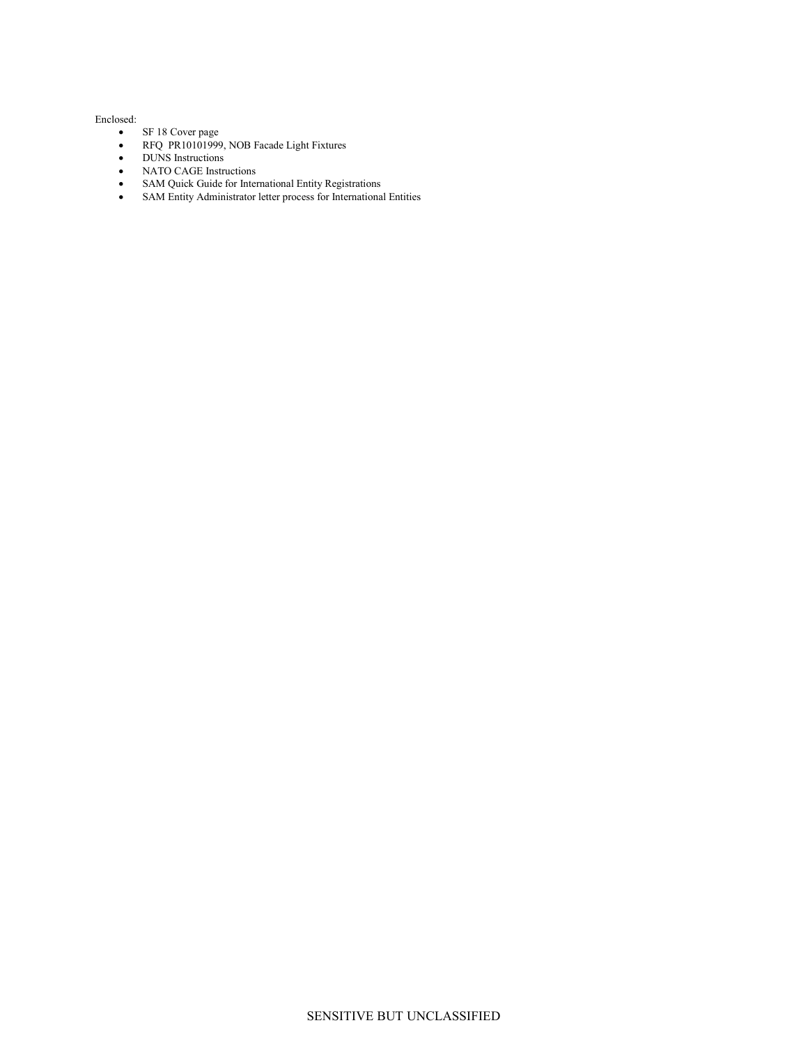Enclosed:

- SF 18 Cover page
- RFQ  PR10101999, NOB Facade Light Fixtures
- DUNS Instructions
- NATO CAGE Instructions
- SAM Quick Guide for International Entity Registrations
- SAM Entity Administrator letter process for International Entities

SENSITIVE BUT UNCLASSIFIED